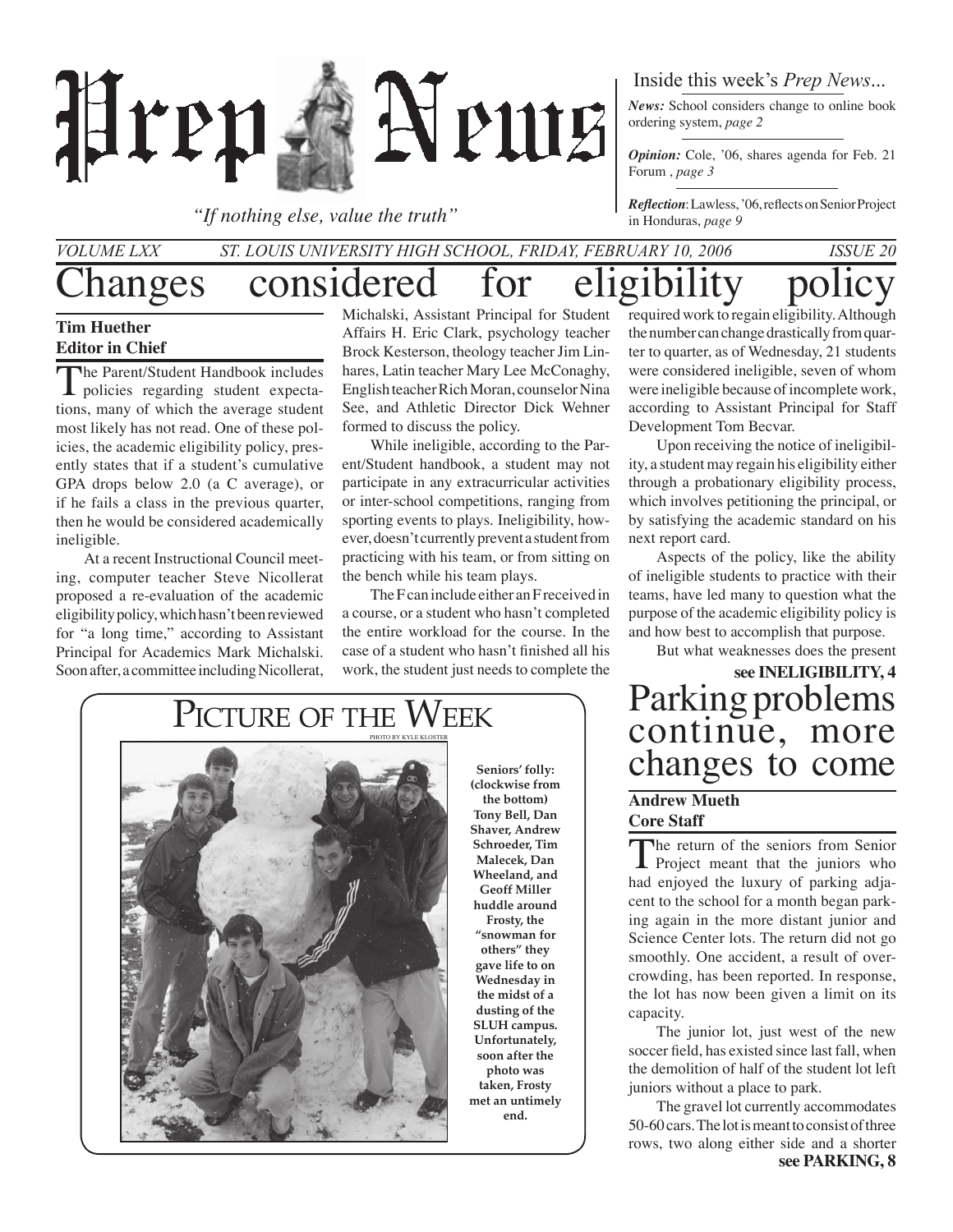# Prep News

*"If nothing else, value the truth"*

Inside this week's *Prep News...*

***News:*** School considers change to online book ordering system, *page 2*

***Opinion:*** Cole, '06, shares agenda for Feb. 21 Forum , *page 3*

***Reflection***: Lawless, '06, reflects on Senior Project in Honduras, *page 9*

*VOLUME LXX* *ST. LOUIS UNIVERSITY HIGH SCHOOL, FRIDAY, FEBRUARY 10, 2006* *ISSUE 20*

# Changes considered for eligibility policy

**Tim Huether**
**Editor in Chief**

The Parent/Student Handbook includes policies regarding student expectations, many of which the average student most likely has not read. One of these policies, the academic eligibility policy, presently states that if a student's cumulative GPA drops below 2.0 (a C average), or if he fails a class in the previous quarter, then he would be considered academically ineligible.

At a recent Instructional Council meeting, computer teacher Steve Nicollerat proposed a re-evaluation of the academic eligibility policy, which hasn't been reviewed for "a long time," according to Assistant Principal for Academics Mark Michalski. Soon after, a committee including Nicollerat, Michalski, Assistant Principal for Student Affairs H. Eric Clark, psychology teacher Brock Kesterson, theology teacher Jim Linhares, Latin teacher Mary Lee McConaghy, English teacher Rich Moran, counselor Nina See, and Athletic Director Dick Wehner formed to discuss the policy.

While ineligible, according to the Parent/Student handbook, a student may not participate in any extracurricular activities or inter-school competitions, ranging from sporting events to plays. Ineligibility, however, doesn't currently prevent a student from practicing with his team, or from sitting on the bench while his team plays.

The F can include either an F received in a course, or a student who hasn't completed the entire workload for the course. In the case of a student who hasn't finished all his work, the student just needs to complete the required work to regain eligibility. Although the number can change drastically from quarter to quarter, as of Wednesday, 21 students were considered ineligible, seven of whom were ineligible because of incomplete work, according to Assistant Principal for Staff Development Tom Becvar.

Upon receiving the notice of ineligibility, a student may regain his eligibility either through a probationary eligibility process, which involves petitioning the principal, or by satisfying the academic standard on his next report card.

Aspects of the policy, like the ability of ineligible students to practice with their teams, have led many to question what the purpose of the academic eligibility policy is and how best to accomplish that purpose.

But what weaknesses does the present

**see INELIGIBILITY, 4**

## Picture of the Week

PHOTO BY KYLE KLOSTER

**Seniors' folly: (clockwise from the bottom) Tony Bell, Dan Shaver, Andrew Schroeder, Tim Malecek, Dan Wheeland, and Geoff Miller huddle around Frosty, the "snowman for others" they gave life to on Wednesday in the midst of a dusting of the SLUH campus. Unfortunately, soon after the photo was taken, Frosty met an untimely end.**

# Parking problems continue, more changes to come

**Andrew Mueth**
**Core Staff**

The return of the seniors from Senior Project meant that the juniors who had enjoyed the luxury of parking adjacent to the school for a month began parking again in the more distant junior and Science Center lots. The return did not go smoothly. One accident, a result of overcrowding, has been reported. In response, the lot has now been given a limit on its capacity.

The junior lot, just west of the new soccer field, has existed since last fall, when the demolition of half of the student lot left juniors without a place to park.

The gravel lot currently accommodates 50-60 cars. The lot is meant to consist of three rows, two along either side and a shorter

**see PARKING, 8**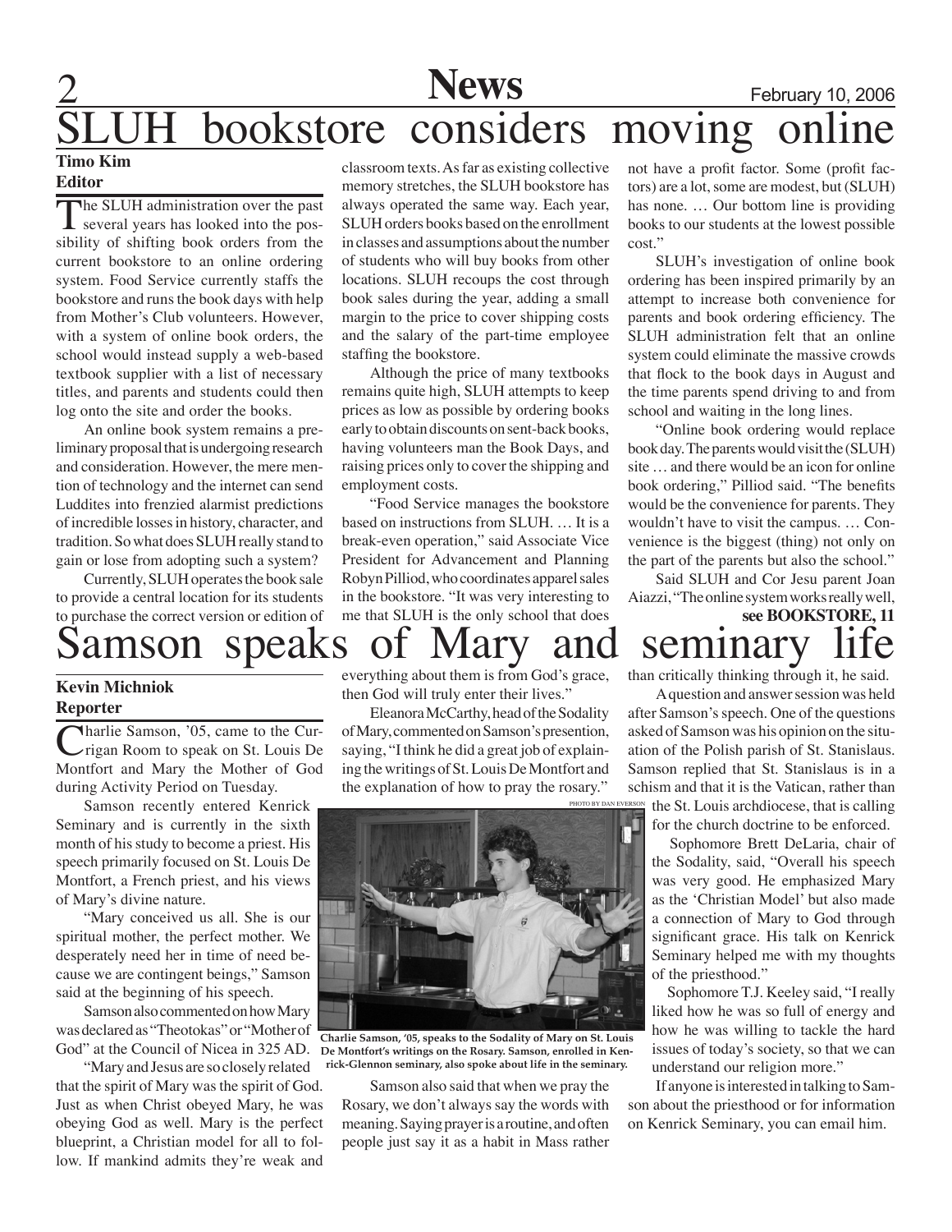# SLUH bookstore considers moving online

**Timo Kim**
**Editor**

The SLUH administration over the past several years has looked into the possibility of shifting book orders from the current bookstore to an online ordering system. Food Service currently staffs the bookstore and runs the book days with help from Mother's Club volunteers. However, with a system of online book orders, the school would instead supply a web-based textbook supplier with a list of necessary titles, and parents and students could then log onto the site and order the books.

An online book system remains a preliminary proposal that is undergoing research and consideration. However, the mere mention of technology and the internet can send Luddites into frenzied alarmist predictions of incredible losses in history, character, and tradition. So what does SLUH really stand to gain or lose from adopting such a system?

Currently, SLUH operates the book sale to provide a central location for its students to purchase the correct version or edition of classroom texts. As far as existing collective memory stretches, the SLUH bookstore has always operated the same way. Each year, SLUH orders books based on the enrollment in classes and assumptions about the number of students who will buy books from other locations. SLUH recoups the cost through book sales during the year, adding a small margin to the price to cover shipping costs and the salary of the part-time employee staffing the bookstore.

Although the price of many textbooks remains quite high, SLUH attempts to keep prices as low as possible by ordering books early to obtain discounts on sent-back books, having volunteers man the Book Days, and raising prices only to cover the shipping and employment costs.

"Food Service manages the bookstore based on instructions from SLUH. … It is a break-even operation," said Associate Vice President for Advancement and Planning Robyn Pilliod, who coordinates apparel sales in the bookstore. "It was very interesting to me that SLUH is the only school that does not have a profit factor. Some (profit factors) are a lot, some are modest, but (SLUH) has none. … Our bottom line is providing books to our students at the lowest possible cost."

SLUH's investigation of online book ordering has been inspired primarily by an attempt to increase both convenience for parents and book ordering efficiency. The SLUH administration felt that an online system could eliminate the massive crowds that flock to the book days in August and the time parents spend driving to and from school and waiting in the long lines.

"Online book ordering would replace book day. The parents would visit the (SLUH) site … and there would be an icon for online book ordering," Pilliod said. "The benefits would be the convenience for parents. They wouldn't have to visit the campus. … Convenience is the biggest (thing) not only on the part of the parents but also the school."

Said SLUH and Cor Jesu parent Joan Aiazzi, "The online system works really well,

**see BOOKSTORE, 11**

# Samson speaks of Mary and seminary life

**Kevin Michniok**
**Reporter**

Charlie Samson, '05, came to the Currigan Room to speak on St. Louis De Montfort and Mary the Mother of God during Activity Period on Tuesday.

Samson recently entered Kenrick Seminary and is currently in the sixth month of his study to become a priest. His speech primarily focused on St. Louis De Montfort, a French priest, and his views of Mary's divine nature.

"Mary conceived us all. She is our spiritual mother, the perfect mother. We desperately need her in time of need because we are contingent beings," Samson said at the beginning of his speech.

Samson also commented on how Mary was declared as "Theotokas" or "Mother of God" at the Council of Nicea in 325 AD.

"Mary and Jesus are so closely related that the spirit of Mary was the spirit of God. Just as when Christ obeyed Mary, he was obeying God as well. Mary is the perfect blueprint, a Christian model for all to follow. If mankind admits they're weak and everything about them is from God's grace, then God will truly enter their lives."

Eleanora McCarthy, head of the Sodality of Mary, commented on Samson's presention, saying, "I think he did a great job of explaining the writings of St. Louis De Montfort and the explanation of how to pray the rosary."

PHOTO BY DAN EVERSON

**Charlie Samson, '05, speaks to the Sodality of Mary on St. Louis De Montfort's writings on the Rosary. Samson, enrolled in Kenrick-Glennon seminary, also spoke about life in the seminary.**

Samson also said that when we pray the Rosary, we don't always say the words with meaning. Saying prayer is a routine, and often people just say it as a habit in Mass rather than critically thinking through it, he said.

A question and answer session was held after Samson's speech. One of the questions asked of Samson was his opinion on the situation of the Polish parish of St. Stanislaus. Samson replied that St. Stanislaus is in a schism and that it is the Vatican, rather than the St. Louis archdiocese, that is calling for the church doctrine to be enforced.

Sophomore Brett DeLaria, chair of the Sodality, said, "Overall his speech was very good. He emphasized Mary as the 'Christian Model' but also made a connection of Mary to God through significant grace. His talk on Kenrick Seminary helped me with my thoughts of the priesthood."

Sophomore T.J. Keeley said, "I really liked how he was so full of energy and how he was willing to tackle the hard issues of today's society, so that we can understand our religion more."

If anyone is interested in talking to Samson about the priesthood or for information on Kenrick Seminary, you can email him.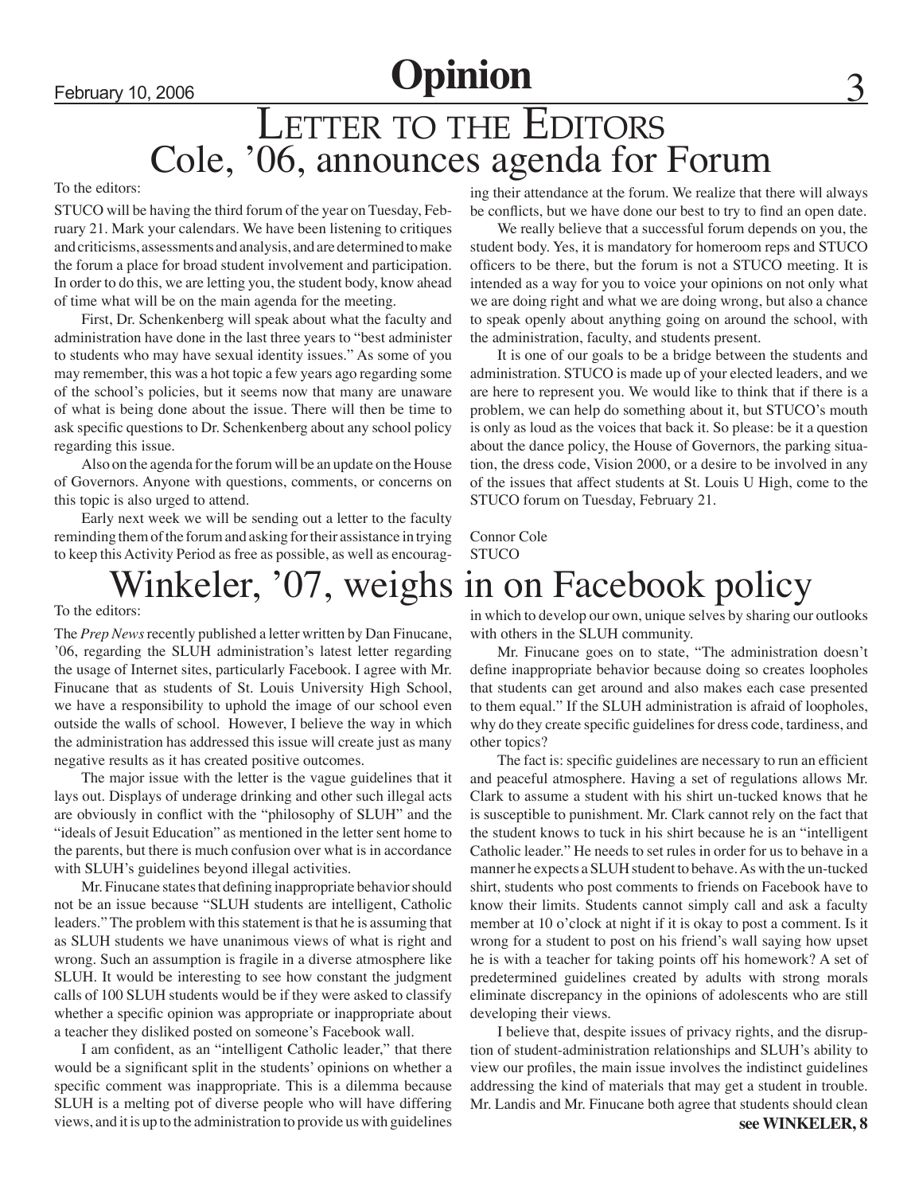## Letter to the Editors

# Cole, '06, announces agenda for Forum

To the editors:

STUCO will be having the third forum of the year on Tuesday, February 21. Mark your calendars. We have been listening to critiques and criticisms, assessments and analysis, and are determined to make the forum a place for broad student involvement and participation. In order to do this, we are letting you, the student body, know ahead of time what will be on the main agenda for the meeting.

First, Dr. Schenkenberg will speak about what the faculty and administration have done in the last three years to "best administer to students who may have sexual identity issues." As some of you may remember, this was a hot topic a few years ago regarding some of the school's policies, but it seems now that many are unaware of what is being done about the issue. There will then be time to ask specific questions to Dr. Schenkenberg about any school policy regarding this issue.

Also on the agenda for the forum will be an update on the House of Governors. Anyone with questions, comments, or concerns on this topic is also urged to attend.

Early next week we will be sending out a letter to the faculty reminding them of the forum and asking for their assistance in trying to keep this Activity Period as free as possible, as well as encouraging their attendance at the forum. We realize that there will always be conflicts, but we have done our best to try to find an open date.

We really believe that a successful forum depends on you, the student body. Yes, it is mandatory for homeroom reps and STUCO officers to be there, but the forum is not a STUCO meeting. It is intended as a way for you to voice your opinions on not only what we are doing right and what we are doing wrong, but also a chance to speak openly about anything going on around the school, with the administration, faculty, and students present.

It is one of our goals to be a bridge between the students and administration. STUCO is made up of your elected leaders, and we are here to represent you. We would like to think that if there is a problem, we can help do something about it, but STUCO's mouth is only as loud as the voices that back it. So please: be it a question about the dance policy, the House of Governors, the parking situation, the dress code, Vision 2000, or a desire to be involved in any of the issues that affect students at St. Louis U High, come to the STUCO forum on Tuesday, February 21.

Connor Cole
STUCO

# Winkeler, '07, weighs in on Facebook policy

To the editors:

The *Prep News* recently published a letter written by Dan Finucane, '06, regarding the SLUH administration's latest letter regarding the usage of Internet sites, particularly Facebook. I agree with Mr. Finucane that as students of St. Louis University High School, we have a responsibility to uphold the image of our school even outside the walls of school. However, I believe the way in which the administration has addressed this issue will create just as many negative results as it has created positive outcomes.

The major issue with the letter is the vague guidelines that it lays out. Displays of underage drinking and other such illegal acts are obviously in conflict with the "philosophy of SLUH" and the "ideals of Jesuit Education" as mentioned in the letter sent home to the parents, but there is much confusion over what is in accordance with SLUH's guidelines beyond illegal activities.

Mr. Finucane states that defining inappropriate behavior should not be an issue because "SLUH students are intelligent, Catholic leaders." The problem with this statement is that he is assuming that as SLUH students we have unanimous views of what is right and wrong. Such an assumption is fragile in a diverse atmosphere like SLUH. It would be interesting to see how constant the judgment calls of 100 SLUH students would be if they were asked to classify whether a specific opinion was appropriate or inappropriate about a teacher they disliked posted on someone's Facebook wall.

I am confident, as an "intelligent Catholic leader," that there would be a significant split in the students' opinions on whether a specific comment was inappropriate. This is a dilemma because SLUH is a melting pot of diverse people who will have differing views, and it is up to the administration to provide us with guidelines in which to develop our own, unique selves by sharing our outlooks with others in the SLUH community.

Mr. Finucane goes on to state, "The administration doesn't define inappropriate behavior because doing so creates loopholes that students can get around and also makes each case presented to them equal." If the SLUH administration is afraid of loopholes, why do they create specific guidelines for dress code, tardiness, and other topics?

The fact is: specific guidelines are necessary to run an efficient and peaceful atmosphere. Having a set of regulations allows Mr. Clark to assume a student with his shirt un-tucked knows that he is susceptible to punishment. Mr. Clark cannot rely on the fact that the student knows to tuck in his shirt because he is an "intelligent Catholic leader." He needs to set rules in order for us to behave in a manner he expects a SLUH student to behave. As with the un-tucked shirt, students who post comments to friends on Facebook have to know their limits. Students cannot simply call and ask a faculty member at 10 o'clock at night if it is okay to post a comment. Is it wrong for a student to post on his friend's wall saying how upset he is with a teacher for taking points off his homework? A set of predetermined guidelines created by adults with strong morals eliminate discrepancy in the opinions of adolescents who are still developing their views.

I believe that, despite issues of privacy rights, and the disruption of student-administration relationships and SLUH's ability to view our profiles, the main issue involves the indistinct guidelines addressing the kind of materials that may get a student in trouble. Mr. Landis and Mr. Finucane both agree that students should clean

**see WINKELER, 8**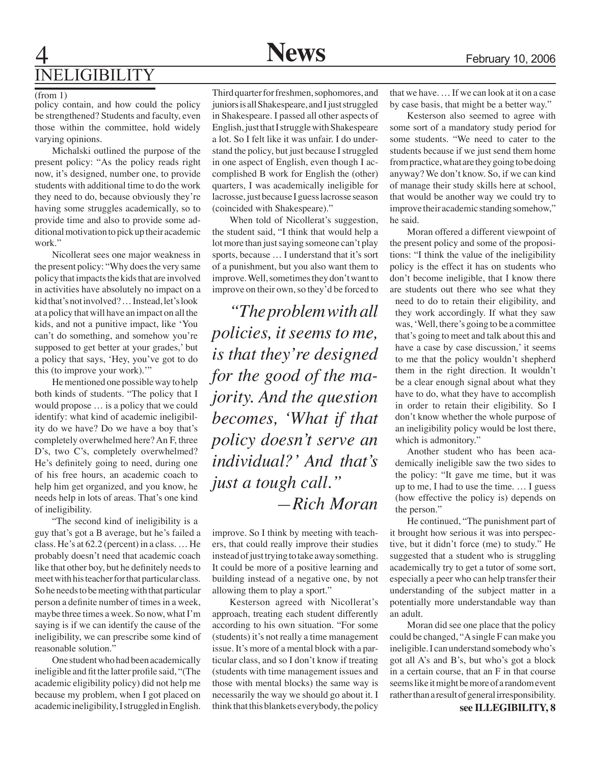## INELIGIBILITY

(from 1)

policy contain, and how could the policy be strengthened? Students and faculty, even those within the committee, hold widely varying opinions.

Michalski outlined the purpose of the present policy: "As the policy reads right now, it's designed, number one, to provide students with additional time to do the work they need to do, because obviously they're having some struggles academically, so to provide time and also to provide some additional motivation to pick up their academic work."

Nicollerat sees one major weakness in the present policy: "Why does the very same policy that impacts the kids that are involved in activities have absolutely no impact on a kid that's not involved? … Instead, let's look at a policy that will have an impact on all the kids, and not a punitive impact, like 'You can't do something, and somehow you're supposed to get better at your grades,' but a policy that says, 'Hey, you've got to do this (to improve your work).'"

He mentioned one possible way to help both kinds of students. "The policy that I would propose … is a policy that we could identify: what kind of academic ineligibility do we have? Do we have a boy that's completely overwhelmed here? An F, three D's, two C's, completely overwhelmed? He's definitely going to need, during one of his free hours, an academic coach to help him get organized, and you know, he needs help in lots of areas. That's one kind of ineligibility.

"The second kind of ineligibility is a guy that's got a B average, but he's failed a class. He's at 62.2 (percent) in a class. … He probably doesn't need that academic coach like that other boy, but he definitely needs to meet with his teacher for that particular class. So he needs to be meeting with that particular person a definite number of times in a week, maybe three times a week. So now, what I'm saying is if we can identify the cause of the ineligibility, we can prescribe some kind of reasonable solution."

One student who had been academically ineligible and fit the latter profile said, "(The academic eligibility policy) did not help me because my problem, when I got placed on academic ineligibility, I struggled in English. Third quarter for freshmen, sophomores, and juniors is all Shakespeare, and I just struggled in Shakespeare. I passed all other aspects of English, just that I struggle with Shakespeare a lot. So I felt like it was unfair. I do understand the policy, but just because I struggled in one aspect of English, even though I accomplished B work for English the (other) quarters, I was academically ineligible for lacrosse, just because I guess lacrosse season (coincided with Shakespeare)."

When told of Nicollerat's suggestion, the student said, "I think that would help a lot more than just saying someone can't play sports, because … I understand that it's sort of a punishment, but you also want them to improve. Well, sometimes they don't want to improve on their own, so they'd be forced to improve. So I think by meeting with teachers, that could really improve their studies instead of just trying to take away something. It could be more of a positive learning and building instead of a negative one, by not allowing them to play a sport."

> *"The problem with all policies, it seems to me, is that they're designed for the good of the majority. And the question becomes, 'What if that policy doesn't serve an individual?' And that's just a tough call."*
>
> *—Rich Moran*

Kesterson agreed with Nicollerat's approach, treating each student differently according to his own situation. "For some (students) it's not really a time management issue. It's more of a mental block with a particular class, and so I don't know if treating (students with time management issues and those with mental blocks) the same way is necessarily the way we should go about it. I think that this blankets everybody, the policy that we have. … If we can look at it on a case by case basis, that might be a better way."

Kesterson also seemed to agree with some sort of a mandatory study period for some students. "We need to cater to the students because if we just send them home from practice, what are they going to be doing anyway? We don't know. So, if we can kind of manage their study skills here at school, that would be another way we could try to improve their academic standing somehow," he said.

Moran offered a different viewpoint of the present policy and some of the propositions: "I think the value of the ineligibility policy is the effect it has on students who don't become ineligible, that I know there are students out there who see what they need to do to retain their eligibility, and they work accordingly. If what they saw was, 'Well, there's going to be a committee that's going to meet and talk about this and have a case by case discussion,' it seems to me that the policy wouldn't shepherd them in the right direction. It wouldn't be a clear enough signal about what they have to do, what they have to accomplish in order to retain their eligibility. So I don't know whether the whole purpose of an ineligibility policy would be lost there, which is admonitory."

Another student who has been academically ineligible saw the two sides to the policy: "It gave me time, but it was up to me, I had to use the time. … I guess (how effective the policy is) depends on the person."

He continued, "The punishment part of it brought how serious it was into perspective, but it didn't force (me) to study." He suggested that a student who is struggling academically try to get a tutor of some sort, especially a peer who can help transfer their understanding of the subject matter in a potentially more understandable way than an adult.

Moran did see one place that the policy could be changed, "A single F can make you ineligible. I can understand somebody who's got all A's and B's, but who's got a block in a certain course, that an F in that course seems like it might be more of a random event rather than a result of general irresponsibility.

**see ILLEGIBILITY, 8**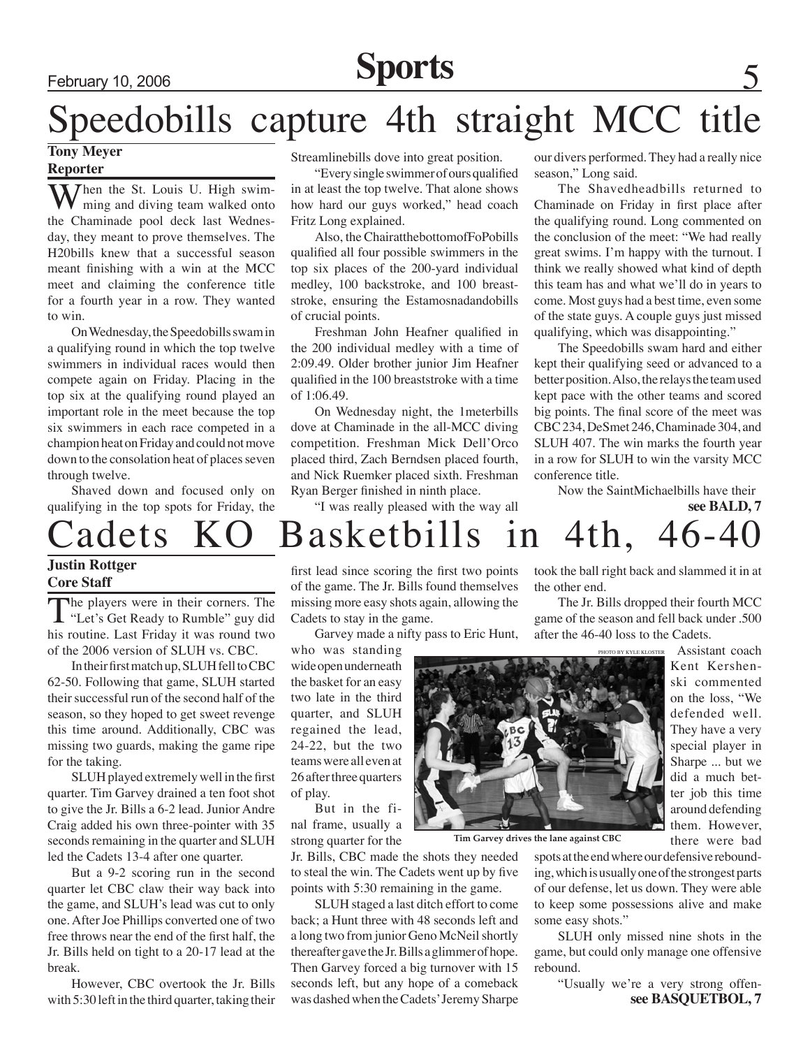# Speedobills capture 4th straight MCC title

**Tony Meyer**
**Reporter**

When the St. Louis U. High swimming and diving team walked onto the Chaminade pool deck last Wednesday, they meant to prove themselves. The H20bills knew that a successful season meant finishing with a win at the MCC meet and claiming the conference title for a fourth year in a row. They wanted to win.

On Wednesday, the Speedobills swam in a qualifying round in which the top twelve swimmers in individual races would then compete again on Friday. Placing in the top six at the qualifying round played an important role in the meet because the top six swimmers in each race competed in a champion heat on Friday and could not move down to the consolation heat of places seven through twelve.

Shaved down and focused only on qualifying in the top spots for Friday, the Streamlinebills dove into great position.

"Every single swimmer of ours qualified in at least the top twelve. That alone shows how hard our guys worked," head coach Fritz Long explained.

Also, the ChairatthebottomofFoPobills qualified all four possible swimmers in the top six places of the 200-yard individual medley, 100 backstroke, and 100 breaststroke, ensuring the Estamosnadandobills of crucial points.

Freshman John Heafner qualified in the 200 individual medley with a time of 2:09.49. Older brother junior Jim Heafner qualified in the 100 breaststroke with a time of 1:06.49.

On Wednesday night, the 1meterbills dove at Chaminade in the all-MCC diving competition. Freshman Mick Dell'Orco placed third, Zach Berndsen placed fourth, and Nick Ruemker placed sixth. Freshman Ryan Berger finished in ninth place.

"I was really pleased with the way all our divers performed. They had a really nice season," Long said.

The Shavedheadbills returned to Chaminade on Friday in first place after the qualifying round. Long commented on the conclusion of the meet: "We had really great swims. I'm happy with the turnout. I think we really showed what kind of depth this team has and what we'll do in years to come. Most guys had a best time, even some of the state guys. A couple guys just missed qualifying, which was disappointing."

The Speedobills swam hard and either kept their qualifying seed or advanced to a better position. Also, the relays the team used kept pace with the other teams and scored big points. The final score of the meet was CBC 234, DeSmet 246, Chaminade 304, and SLUH 407. The win marks the fourth year in a row for SLUH to win the varsity MCC conference title.

Now the SaintMichaelbills have their

**see BALD, 7**

# Cadets KO Basketbills in 4th, 46-40

**Justin Rottger**
**Core Staff**

The players were in their corners. The "Let's Get Ready to Rumble" guy did his routine. Last Friday it was round two of the 2006 version of SLUH vs. CBC.

In their first match up, SLUH fell to CBC 62-50. Following that game, SLUH started their successful run of the second half of the season, so they hoped to get sweet revenge this time around. Additionally, CBC was missing two guards, making the game ripe for the taking.

SLUH played extremely well in the first quarter. Tim Garvey drained a ten foot shot to give the Jr. Bills a 6-2 lead. Junior Andre Craig added his own three-pointer with 35 seconds remaining in the quarter and SLUH led the Cadets 13-4 after one quarter.

But a 9-2 scoring run in the second quarter let CBC claw their way back into the game, and SLUH's lead was cut to only one. After Joe Phillips converted one of two free throws near the end of the first half, the Jr. Bills held on tight to a 20-17 lead at the break.

However, CBC overtook the Jr. Bills with 5:30 left in the third quarter, taking their first lead since scoring the first two points of the game. The Jr. Bills found themselves missing more easy shots again, allowing the Cadets to stay in the game.

Garvey made a nifty pass to Eric Hunt, who was standing wide open underneath the basket for an easy two late in the third quarter, and SLUH regained the lead, 24-22, but the two teams were all even at 26 after three quarters of play.

But in the final frame, usually a strong quarter for the Jr. Bills, CBC made the shots they needed to steal the win. The Cadets went up by five points with 5:30 remaining in the game.

SLUH staged a last ditch effort to come back; a Hunt three with 48 seconds left and a long two from junior Geno McNeil shortly thereafter gave the Jr. Bills a glimmer of hope. Then Garvey forced a big turnover with 15 seconds left, but any hope of a comeback was dashed when the Cadets' Jeremy Sharpe took the ball right back and slammed it in at the other end.

The Jr. Bills dropped their fourth MCC game of the season and fell back under .500 after the 46-40 loss to the Cadets.

PHOTO BY KYLE KLOSTER

Tim Garvey drives the lane against CBC

Assistant coach Kent Kershenski commented on the loss, "We defended well. They have a very special player in Sharpe ... but we did a much better job this time around defending them. However, there were bad spots at the end where our defensive rebounding, which is usually one of the strongest parts of our defense, let us down. They were able to keep some possessions alive and make some easy shots."

SLUH only missed nine shots in the game, but could only manage one offensive rebound.

"Usually we're a very strong offen-

**see BASQUETBOL, 7**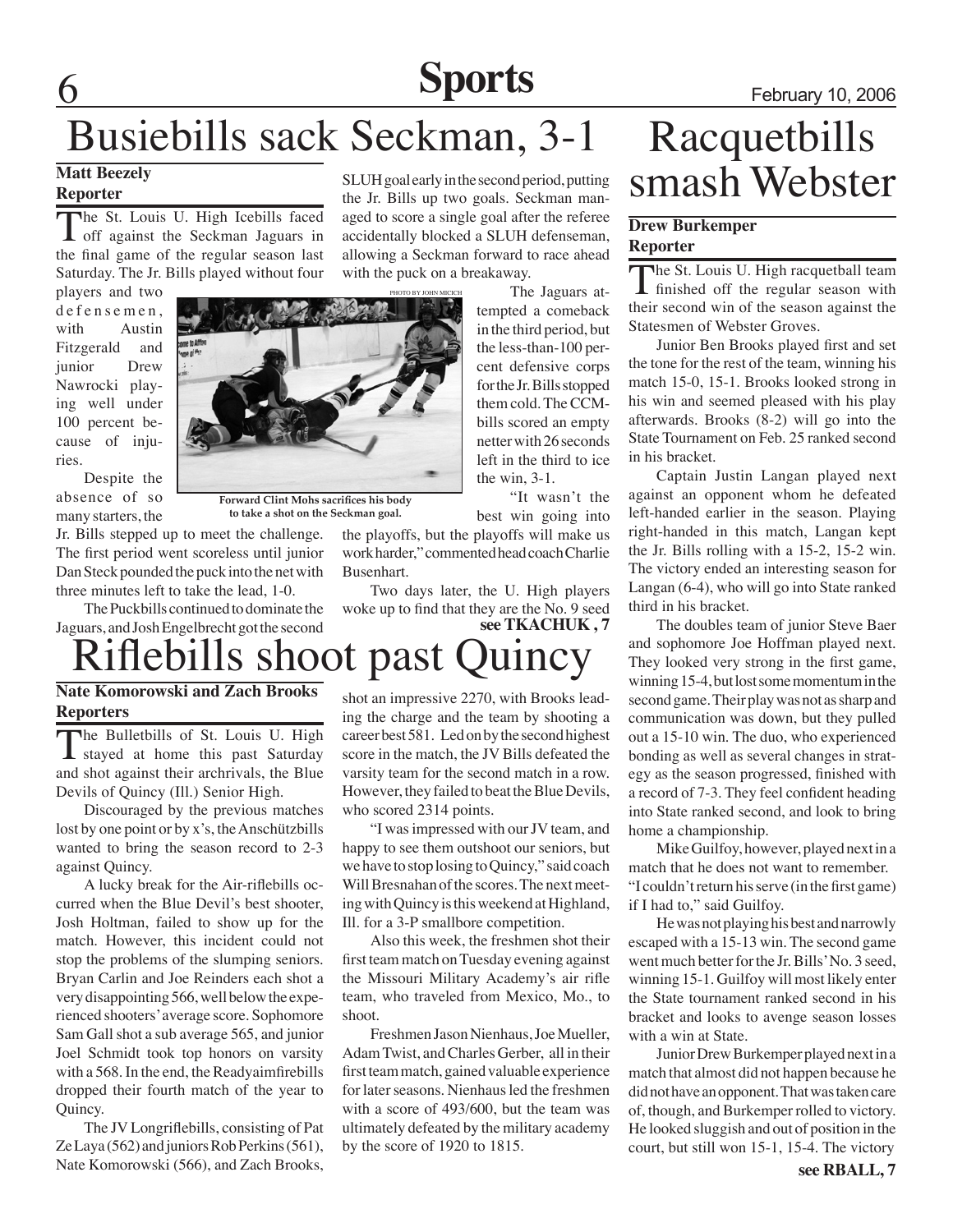# Busiebills sack Seckman, 3-1

**Matt Beezely**
**Reporter**

The St. Louis U. High Icebills faced off against the Seckman Jaguars in the final game of the regular season last Saturday. The Jr. Bills played without four players and two defensemen, with Austin Fitzgerald and junior Drew Nawrocki playing well under 100 percent because of injuries.

Despite the absence of so many starters, the Jr. Bills stepped up to meet the challenge. The first period went scoreless until junior Dan Steck pounded the puck into the net with three minutes left to take the lead, 1-0.

The Puckbills continued to dominate the Jaguars, and Josh Engelbrecht got the second SLUH goal early in the second period, putting the Jr. Bills up two goals. Seckman managed to score a single goal after the referee accidentally blocked a SLUH defenseman, allowing a Seckman forward to race ahead with the puck on a breakaway.

PHOTO BY JOHN MICICH

Forward Clint Mohs sacrifices his body to take a shot on the Seckman goal.

The Jaguars attempted a comeback in the third period, but the less-than-100 percent defensive corps for the Jr. Bills stopped them cold. The CCMbills scored an empty netter with 26 seconds left in the third to ice the win, 3-1.

"It wasn't the best win going into the playoffs, but the playoffs will make us work harder," commented head coach Charlie Busenhart.

Two days later, the U. High players woke up to find that they are the No. 9 seed

**see TKACHUK , 7**

# Riflebills shoot past Quincy

**Nate Komorowski and Zach Brooks**
**Reporters**

The Bulletbills of St. Louis U. High stayed at home this past Saturday and shot against their archrivals, the Blue Devils of Quincy (Ill.) Senior High.

Discouraged by the previous matches lost by one point or by x's, the Anschützbills wanted to bring the season record to 2-3 against Quincy.

A lucky break for the Air-riflebills occurred when the Blue Devil's best shooter, Josh Holtman, failed to show up for the match. However, this incident could not stop the problems of the slumping seniors. Bryan Carlin and Joe Reinders each shot a very disappointing 566, well below the experienced shooters' average score. Sophomore Sam Gall shot a sub average 565, and junior Joel Schmidt took top honors on varsity with a 568. In the end, the Readyaimfirebills dropped their fourth match of the year to Quincy.

The JV Longriflebills, consisting of Pat Ze Laya (562) and juniors Rob Perkins (561), Nate Komorowski (566), and Zach Brooks, shot an impressive 2270, with Brooks leading the charge and the team by shooting a career best 581. Led on by the second highest score in the match, the JV Bills defeated the varsity team for the second match in a row. However, they failed to beat the Blue Devils, who scored 2314 points.

"I was impressed with our JV team, and happy to see them outshoot our seniors, but we have to stop losing to Quincy," said coach Will Bresnahan of the scores. The next meeting with Quincy is this weekend at Highland, Ill. for a 3-P smallbore competition.

Also this week, the freshmen shot their first team match on Tuesday evening against the Missouri Military Academy's air rifle team, who traveled from Mexico, Mo., to shoot.

Freshmen Jason Nienhaus, Joe Mueller, Adam Twist, and Charles Gerber, all in their first team match, gained valuable experience for later seasons. Nienhaus led the freshmen with a score of 493/600, but the team was ultimately defeated by the military academy by the score of 1920 to 1815.

# Racquetbills smash Webster

**Drew Burkemper**
**Reporter**

The St. Louis U. High racquetball team finished off the regular season with their second win of the season against the Statesmen of Webster Groves.

Junior Ben Brooks played first and set the tone for the rest of the team, winning his match 15-0, 15-1. Brooks looked strong in his win and seemed pleased with his play afterwards. Brooks (8-2) will go into the State Tournament on Feb. 25 ranked second in his bracket.

Captain Justin Langan played next against an opponent whom he defeated left-handed earlier in the season. Playing right-handed in this match, Langan kept the Jr. Bills rolling with a 15-2, 15-2 win. The victory ended an interesting season for Langan (6-4), who will go into State ranked third in his bracket.

The doubles team of junior Steve Baer and sophomore Joe Hoffman played next. They looked very strong in the first game, winning 15-4, but lost some momentum in the second game. Their play was not as sharp and communication was down, but they pulled out a 15-10 win. The duo, who experienced bonding as well as several changes in strategy as the season progressed, finished with a record of 7-3. They feel confident heading into State ranked second, and look to bring home a championship.

Mike Guilfoy, however, played next in a match that he does not want to remember. "I couldn't return his serve (in the first game) if I had to," said Guilfoy.

He was not playing his best and narrowly escaped with a 15-13 win. The second game went much better for the Jr. Bills' No. 3 seed, winning 15-1. Guilfoy will most likely enter the State tournament ranked second in his bracket and looks to avenge season losses with a win at State.

Junior Drew Burkemper played next in a match that almost did not happen because he did not have an opponent. That was taken care of, though, and Burkemper rolled to victory. He looked sluggish and out of position in the court, but still won 15-1, 15-4. The victory

**see RBALL, 7**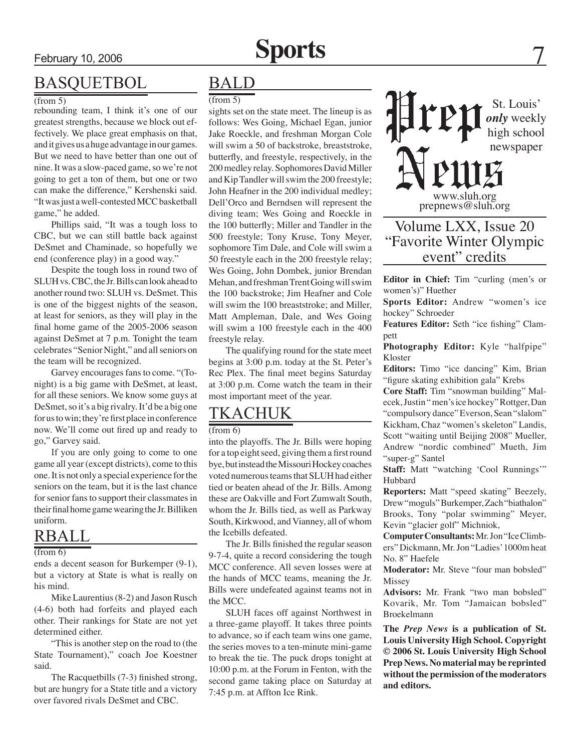## BASQUETBOL

(from 5)

rebounding team, I think it's one of our greatest strengths, because we block out effectively. We place great emphasis on that, and it gives us a huge advantage in our games. But we need to have better than one out of nine. It was a slow-paced game, so we're not going to get a ton of them, but one or two can make the difference," Kershenski said. "It was just a well-contested MCC basketball game," he added.

Phillips said, "It was a tough loss to CBC, but we can still battle back against DeSmet and Chaminade, so hopefully we end (conference play) in a good way."

Despite the tough loss in round two of SLUH vs. CBC, the Jr. Bills can look ahead to another round two: SLUH vs. DeSmet. This is one of the biggest nights of the season, at least for seniors, as they will play in the final home game of the 2005-2006 season against DeSmet at 7 p.m. Tonight the team celebrates "Senior Night," and all seniors on the team will be recognized.

Garvey encourages fans to come. "(Tonight) is a big game with DeSmet, at least, for all these seniors. We know some guys at DeSmet, so it's a big rivalry. It'd be a big one for us to win; they're first place in conference now. We'll come out fired up and ready to go," Garvey said.

If you are only going to come to one game all year (except districts), come to this one. It is not only a special experience for the seniors on the team, but it is the last chance for senior fans to support their classmates in their final home game wearing the Jr. Billiken uniform.

## RBALL

(from 6)

ends a decent season for Burkemper (9-1), but a victory at State is what is really on his mind.

Mike Laurentius (8-2) and Jason Rusch (4-6) both had forfeits and played each other. Their rankings for State are not yet determined either.

"This is another step on the road to (the State Tournament)," coach Joe Koestner said.

The Racquetbills (7-3) finished strong, but are hungry for a State title and a victory over favored rivals DeSmet and CBC.

## BALD

(from 5)

sights set on the state meet. The lineup is as follows: Wes Going, Michael Egan, junior Jake Roeckle, and freshman Morgan Cole will swim a 50 of backstroke, breaststroke, butterfly, and freestyle, respectively, in the 200 medley relay. Sophomores David Miller and Kip Tandler will swim the 200 freestyle; John Heafner in the 200 individual medley; Dell'Orco and Berndsen will represent the diving team; Wes Going and Roeckle in the 100 butterfly; Miller and Tandler in the 500 freestyle; Tony Kruse, Tony Meyer, sophomore Tim Dale, and Cole will swim a 50 freestyle each in the 200 freestyle relay; Wes Going, John Dombek, junior Brendan Mehan, and freshman Trent Going will swim the 100 backstroke; Jim Heafner and Cole will swim the 100 breaststroke; and Miller, Matt Ampleman, Dale, and Wes Going will swim a 100 freestyle each in the 400 freestyle relay.

The qualifying round for the state meet begins at 3:00 p.m. today at the St. Peter's Rec Plex. The final meet begins Saturday at 3:00 p.m. Come watch the team in their most important meet of the year.

## TKACHUK

(from 6)

into the playoffs. The Jr. Bills were hoping for a top eight seed, giving them a first round bye, but instead the Missouri Hockey coaches voted numerous teams that SLUH had either tied or beaten ahead of the Jr. Bills. Among these are Oakville and Fort Zumwalt South, whom the Jr. Bills tied, as well as Parkway South, Kirkwood, and Vianney, all of whom the Icebills defeated.

The Jr. Bills finished the regular season 9-7-4, quite a record considering the tough MCC conference. All seven losses were at the hands of MCC teams, meaning the Jr. Bills were undefeated against teams not in the MCC.

SLUH faces off against Northwest in a three-game playoff. It takes three points to advance, so if each team wins one game, the series moves to a ten-minute mini-game to break the tie. The puck drops tonight at 10:00 p.m. at the Forum in Fenton, with the second game taking place on Saturday at 7:45 p.m. at Affton Ice Rink.

# Prep News

St. Louis' *only* weekly high school newspaper

www.sluh.org
prepnews@sluh.org

### Volume LXX, Issue 20
### "Favorite Winter Olympic event" credits

**Editor in Chief:** Tim "curling (men's or women's)" Huether

**Sports Editor:** Andrew "women's ice hockey" Schroeder

**Features Editor:** Seth "ice fishing" Clampett

**Photography Editor:** Kyle "halfpipe" Kloster

**Editors:** Timo "ice dancing" Kim, Brian "figure skating exhibition gala" Krebs

**Core Staff:** Tim "snowman building" Malecek, Justin "men's ice hockey" Rottger, Dan "compulsory dance" Everson, Sean "slalom" Kickham, Chaz "women's skeleton" Landis, Scott "waiting until Beijing 2008" Mueller, Andrew "nordic combined" Mueth, Jim "super-g" Santel

**Staff:** Matt "watching 'Cool Runnings'" Hubbard

**Reporters:** Matt "speed skating" Beezely, Drew "moguls" Burkemper, Zach "biathalon" Brooks, Tony "polar swimming" Meyer, Kevin "glacier golf" Michniok,

**Computer Consultants:** Mr. Jon "Ice Climbers" Dickmann, Mr. Jon "Ladies' 1000m heat No. 8" Haefele

**Moderator:** Mr. Steve "four man bobsled" Missey

**Advisors:** Mr. Frank "two man bobsled" Kovarik, Mr. Tom "Jamaican bobsled" Broekelmann

**The *Prep News* is a publication of St. Louis University High School. Copyright © 2006 St. Louis University High School Prep News. No material may be reprinted without the permission of the moderators and editors.**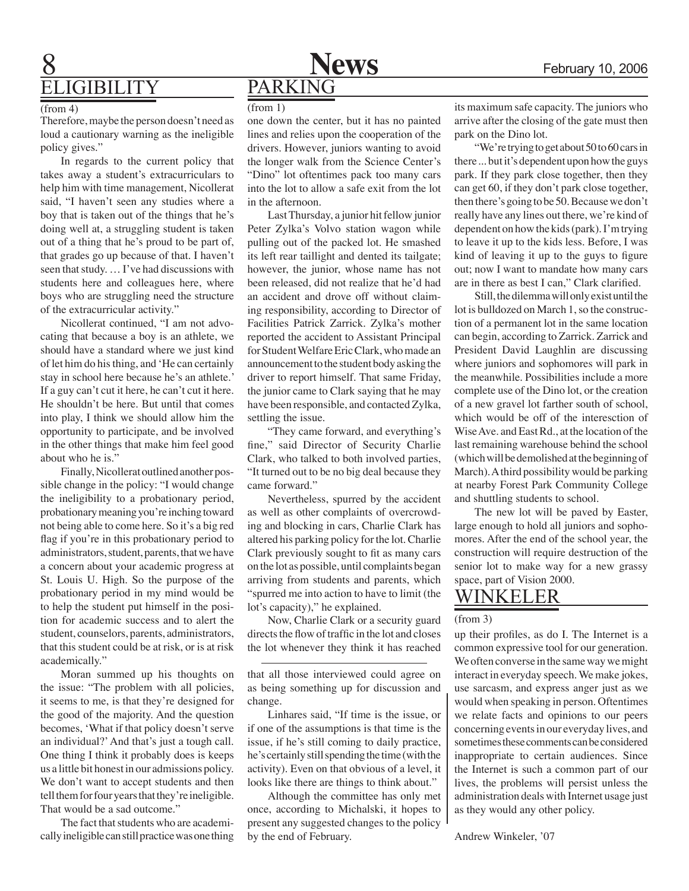## ELIGIBILITY

(from 4)

Therefore, maybe the person doesn't need as loud a cautionary warning as the ineligible policy gives."

In regards to the current policy that takes away a student's extracurriculars to help him with time management, Nicollerat said, "I haven't seen any studies where a boy that is taken out of the things that he's doing well at, a struggling student is taken out of a thing that he's proud to be part of, that grades go up because of that. I haven't seen that study. … I've had discussions with students here and colleagues here, where boys who are struggling need the structure of the extracurricular activity."

Nicollerat continued, "I am not advocating that because a boy is an athlete, we should have a standard where we just kind of let him do his thing, and 'He can certainly stay in school here because he's an athlete.' If a guy can't cut it here, he can't cut it here. He shouldn't be here. But until that comes into play, I think we should allow him the opportunity to participate, and be involved in the other things that make him feel good about who he is."

Finally, Nicollerat outlined another possible change in the policy: "I would change the ineligibility to a probationary period, probationary meaning you're inching toward not being able to come here. So it's a big red flag if you're in this probationary period to administrators, student, parents, that we have a concern about your academic progress at St. Louis U. High. So the purpose of the probationary period in my mind would be to help the student put himself in the position for academic success and to alert the student, counselors, parents, administrators, that this student could be at risk, or is at risk academically."

Moran summed up his thoughts on the issue: "The problem with all policies, it seems to me, is that they're designed for the good of the majority. And the question becomes, 'What if that policy doesn't serve an individual?' And that's just a tough call. One thing I think it probably does is keeps us a little bit honest in our admissions policy. We don't want to accept students and then tell them for four years that they're ineligible. That would be a sad outcome."

The fact that students who are academically ineligible can still practice was one thing that all those interviewed could agree on as being something up for discussion and change.

Linhares said, "If time is the issue, or if one of the assumptions is that time is the issue, if he's still coming to daily practice, he's certainly still spending the time (with the activity). Even on that obvious of a level, it looks like there are things to think about."

Although the committee has only met once, according to Michalski, it hopes to present any suggested changes to the policy by the end of February.

## PARKING

(from 1)

one down the center, but it has no painted lines and relies upon the cooperation of the drivers. However, juniors wanting to avoid the longer walk from the Science Center's "Dino" lot oftentimes pack too many cars into the lot to allow a safe exit from the lot in the afternoon.

Last Thursday, a junior hit fellow junior Peter Zylka's Volvo station wagon while pulling out of the packed lot. He smashed its left rear taillight and dented its tailgate; however, the junior, whose name has not been released, did not realize that he'd had an accident and drove off without claiming responsibility, according to Director of Facilities Patrick Zarrick. Zylka's mother reported the accident to Assistant Principal for Student Welfare Eric Clark, who made an announcement to the student body asking the driver to report himself. That same Friday, the junior came to Clark saying that he may have been responsible, and contacted Zylka, settling the issue.

"They came forward, and everything's fine," said Director of Security Charlie Clark, who talked to both involved parties, "It turned out to be no big deal because they came forward."

Nevertheless, spurred by the accident as well as other complaints of overcrowding and blocking in cars, Charlie Clark has altered his parking policy for the lot. Charlie Clark previously sought to fit as many cars on the lot as possible, until complaints began arriving from students and parents, which "spurred me into action to have to limit (the lot's capacity)," he explained.

Now, Charlie Clark or a security guard directs the flow of traffic in the lot and closes the lot whenever they think it has reached its maximum safe capacity. The juniors who arrive after the closing of the gate must then park on the Dino lot.

"We're trying to get about 50 to 60 cars in there ... but it's dependent upon how the guys park. If they park close together, then they can get 60, if they don't park close together, then there's going to be 50. Because we don't really have any lines out there, we're kind of dependent on how the kids (park). I'm trying to leave it up to the kids less. Before, I was kind of leaving it up to the guys to figure out; now I want to mandate how many cars are in there as best I can," Clark clarified.

Still, the dilemma will only exist until the lot is bulldozed on March 1, so the construction of a permanent lot in the same location can begin, according to Zarrick. Zarrick and President David Laughlin are discussing where juniors and sophomores will park in the meanwhile. Possibilities include a more complete use of the Dino lot, or the creation of a new gravel lot farther south of school, which would be off of the interesction of Wise Ave. and East Rd., at the location of the last remaining warehouse behind the school (which will be demolished at the beginning of March). A third possibility would be parking at nearby Forest Park Community College and shuttling students to school.

The new lot will be paved by Easter, large enough to hold all juniors and sophomores. After the end of the school year, the construction will require destruction of the senior lot to make way for a new grassy space, part of Vision 2000.

## WINKELER

(from 3)

up their profiles, as do I. The Internet is a common expressive tool for our generation. We often converse in the same way we might interact in everyday speech. We make jokes, use sarcasm, and express anger just as we would when speaking in person. Oftentimes we relate facts and opinions to our peers concerning events in our everyday lives, and sometimes these comments can be considered inappropriate to certain audiences. Since the Internet is such a common part of our lives, the problems will persist unless the administration deals with Internet usage just as they would any other policy.

Andrew Winkeler, '07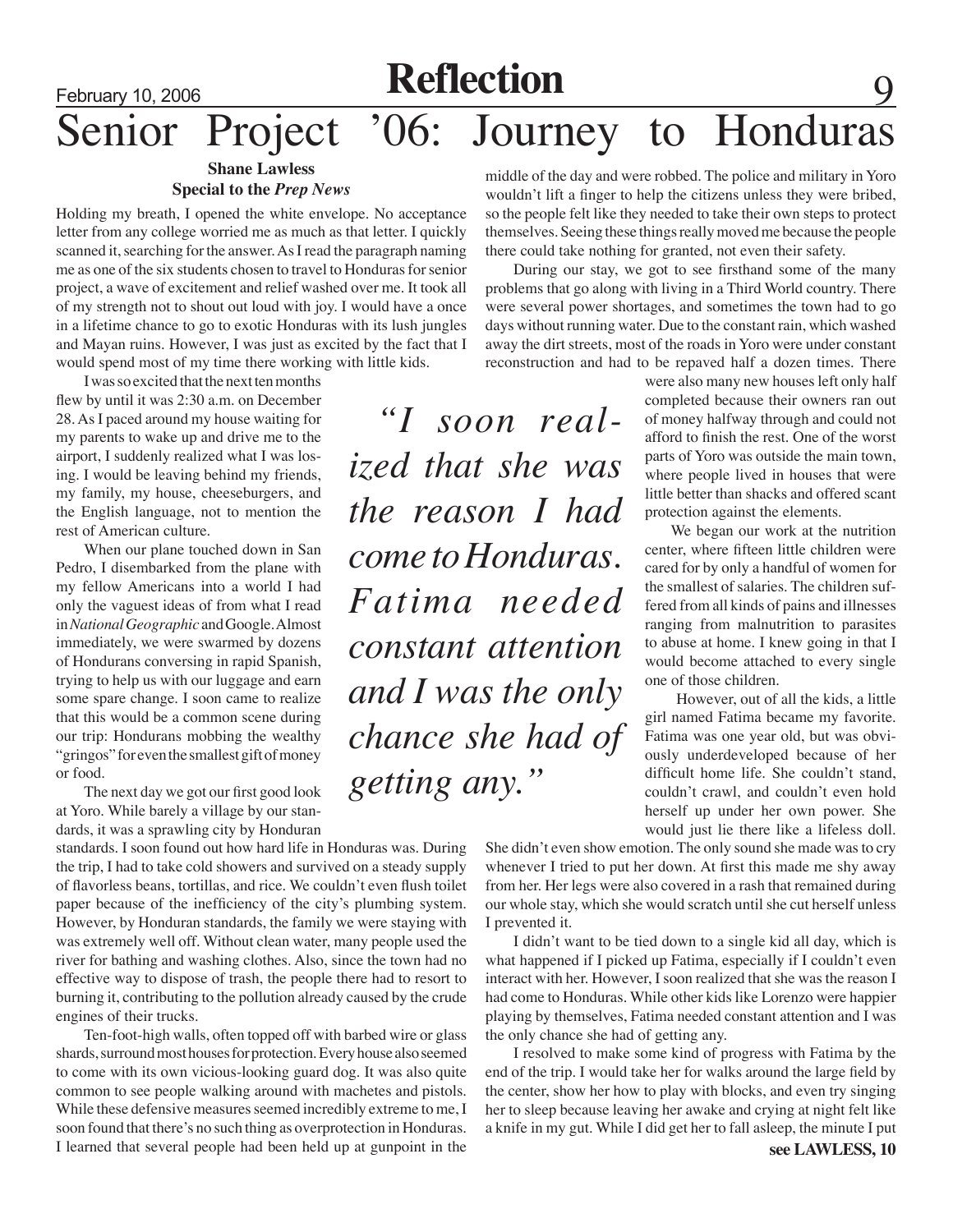# Senior Project '06: Journey to Honduras

**Shane Lawless**
**Special to the *Prep News***

Holding my breath, I opened the white envelope. No acceptance letter from any college worried me as much as that letter. I quickly scanned it, searching for the answer. As I read the paragraph naming me as one of the six students chosen to travel to Honduras for senior project, a wave of excitement and relief washed over me. It took all of my strength not to shout out loud with joy. I would have a once in a lifetime chance to go to exotic Honduras with its lush jungles and Mayan ruins. However, I was just as excited by the fact that I would spend most of my time there working with little kids.

I was so excited that the next ten months flew by until it was 2:30 a.m. on December 28. As I paced around my house waiting for my parents to wake up and drive me to the airport, I suddenly realized what I was losing. I would be leaving behind my friends, my family, my house, cheeseburgers, and the English language, not to mention the rest of American culture.

When our plane touched down in San Pedro, I disembarked from the plane with my fellow Americans into a world I had only the vaguest ideas of from what I read in *National Geographic* and Google. Almost immediately, we were swarmed by dozens of Hondurans conversing in rapid Spanish, trying to help us with our luggage and earn some spare change. I soon came to realize that this would be a common scene during our trip: Hondurans mobbing the wealthy "gringos" for even the smallest gift of money or food.

The next day we got our first good look at Yoro. While barely a village by our standards, it was a sprawling city by Honduran standards. I soon found out how hard life in Honduras was. During the trip, I had to take cold showers and survived on a steady supply of flavorless beans, tortillas, and rice. We couldn't even flush toilet paper because of the inefficiency of the city's plumbing system. However, by Honduran standards, the family we were staying with was extremely well off. Without clean water, many people used the river for bathing and washing clothes. Also, since the town had no effective way to dispose of trash, the people there had to resort to burning it, contributing to the pollution already caused by the crude engines of their trucks.

Ten-foot-high walls, often topped off with barbed wire or glass shards, surround most houses for protection. Every house also seemed to come with its own vicious-looking guard dog. It was also quite common to see people walking around with machetes and pistols. While these defensive measures seemed incredibly extreme to me, I soon found that there's no such thing as overprotection in Honduras. I learned that several people had been held up at gunpoint in the middle of the day and were robbed. The police and military in Yoro wouldn't lift a finger to help the citizens unless they were bribed, so the people felt like they needed to take their own steps to protect themselves. Seeing these things really moved me because the people there could take nothing for granted, not even their safety.

During our stay, we got to see firsthand some of the many problems that go along with living in a Third World country. There were several power shortages, and sometimes the town had to go days without running water. Due to the constant rain, which washed away the dirt streets, most of the roads in Yoro were under constant reconstruction and had to be repaved half a dozen times. There were also many new houses left only half completed because their owners ran out of money halfway through and could not afford to finish the rest. One of the worst parts of Yoro was outside the main town, where people lived in houses that were little better than shacks and offered scant protection against the elements.

> *"I soon realized that she was the reason I had come to Honduras. Fatima needed constant attention and I was the only chance she had of getting any."*

We began our work at the nutrition center, where fifteen little children were cared for by only a handful of women for the smallest of salaries. The children suffered from all kinds of pains and illnesses ranging from malnutrition to parasites to abuse at home. I knew going in that I would become attached to every single one of those children.

However, out of all the kids, a little girl named Fatima became my favorite. Fatima was one year old, but was obviously underdeveloped because of her difficult home life. She couldn't stand, couldn't crawl, and couldn't even hold herself up under her own power. She would just lie there like a lifeless doll. She didn't even show emotion. The only sound she made was to cry whenever I tried to put her down. At first this made me shy away from her. Her legs were also covered in a rash that remained during our whole stay, which she would scratch until she cut herself unless I prevented it.

I didn't want to be tied down to a single kid all day, which is what happened if I picked up Fatima, especially if I couldn't even interact with her. However, I soon realized that she was the reason I had come to Honduras. While other kids like Lorenzo were happier playing by themselves, Fatima needed constant attention and I was the only chance she had of getting any.

I resolved to make some kind of progress with Fatima by the end of the trip. I would take her for walks around the large field by the center, show her how to play with blocks, and even try singing her to sleep because leaving her awake and crying at night felt like a knife in my gut. While I did get her to fall asleep, the minute I put

**see LAWLESS, 10**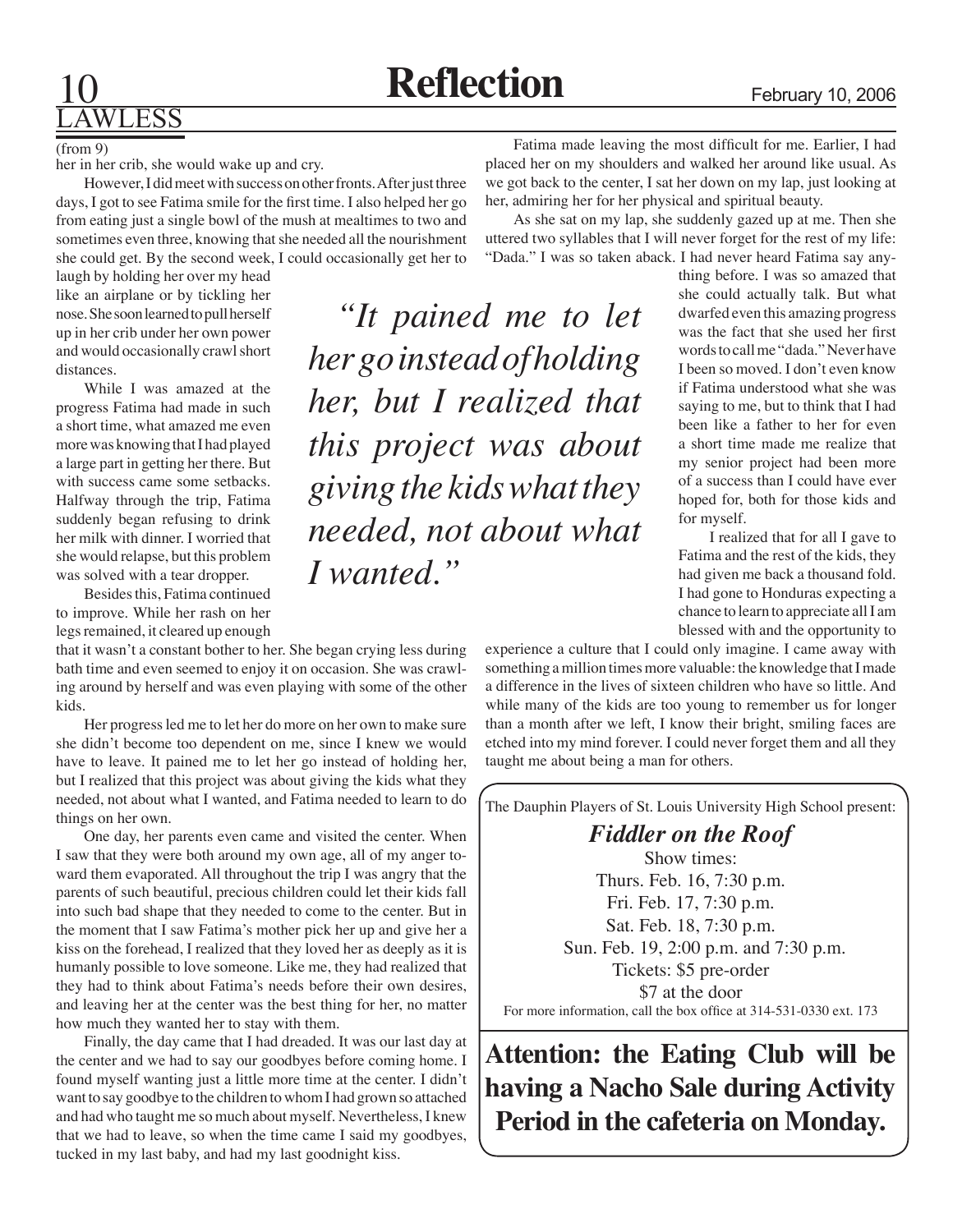## LAWLESS

(from 9)

her in her crib, she would wake up and cry.

However, I did meet with success on other fronts. After just three days, I got to see Fatima smile for the first time. I also helped her go from eating just a single bowl of the mush at mealtimes to two and sometimes even three, knowing that she needed all the nourishment she could get. By the second week, I could occasionally get her to laugh by holding her over my head like an airplane or by tickling her nose. She soon learned to pull herself up in her crib under her own power and would occasionally crawl short distances.

While I was amazed at the progress Fatima had made in such a short time, what amazed me even more was knowing that I had played a large part in getting her there. But with success came some setbacks. Halfway through the trip, Fatima suddenly began refusing to drink her milk with dinner. I worried that she would relapse, but this problem was solved with a tear dropper.

Besides this, Fatima continued to improve. While her rash on her legs remained, it cleared up enough that it wasn't a constant bother to her. She began crying less during bath time and even seemed to enjoy it on occasion. She was crawling around by herself and was even playing with some of the other kids.

Her progress led me to let her do more on her own to make sure she didn't become too dependent on me, since I knew we would have to leave. It pained me to let her go instead of holding her, but I realized that this project was about giving the kids what they needed, not about what I wanted, and Fatima needed to learn to do things on her own.

*"It pained me to let her go instead of holding her, but I realized that this project was about giving the kids what they needed, not about what I wanted."*

One day, her parents even came and visited the center. When I saw that they were both around my own age, all of my anger toward them evaporated. All throughout the trip I was angry that the parents of such beautiful, precious children could let their kids fall into such bad shape that they needed to come to the center. But in the moment that I saw Fatima's mother pick her up and give her a kiss on the forehead, I realized that they loved her as deeply as it is humanly possible to love someone. Like me, they had realized that they had to think about Fatima's needs before their own desires, and leaving her at the center was the best thing for her, no matter how much they wanted her to stay with them.

Finally, the day came that I had dreaded. It was our last day at the center and we had to say our goodbyes before coming home. I found myself wanting just a little more time at the center. I didn't want to say goodbye to the children to whom I had grown so attached and had who taught me so much about myself. Nevertheless, I knew that we had to leave, so when the time came I said my goodbyes, tucked in my last baby, and had my last goodnight kiss.

Fatima made leaving the most difficult for me. Earlier, I had placed her on my shoulders and walked her around like usual. As we got back to the center, I sat her down on my lap, just looking at her, admiring her for her physical and spiritual beauty.

As she sat on my lap, she suddenly gazed up at me. Then she uttered two syllables that I will never forget for the rest of my life: "Dada." I was so taken aback. I had never heard Fatima say anything before. I was so amazed that she could actually talk. But what dwarfed even this amazing progress was the fact that she used her first words to call me "dada." Never have I been so moved. I don't even know if Fatima understood what she was saying to me, but to think that I had been like a father to her for even a short time made me realize that my senior project had been more of a success than I could have ever hoped for, both for those kids and for myself.

I realized that for all I gave to Fatima and the rest of the kids, they had given me back a thousand fold. I had gone to Honduras expecting a chance to learn to appreciate all I am blessed with and the opportunity to experience a culture that I could only imagine. I came away with something a million times more valuable: the knowledge that I made a difference in the lives of sixteen children who have so little. And while many of the kids are too young to remember us for longer than a month after we left, I know their bright, smiling faces are etched into my mind forever. I could never forget them and all they taught me about being a man for others.

---

The Dauphin Players of St. Louis University High School present:

***Fiddler on the Roof***

Show times:
Thurs. Feb. 16, 7:30 p.m.
Fri. Feb. 17, 7:30 p.m.
Sat. Feb. 18, 7:30 p.m.
Sun. Feb. 19, 2:00 p.m. and 7:30 p.m.
Tickets: $5 pre-order
$7 at the door

For more information, call the box office at 314-531-0330 ext. 173

---

**Attention: the Eating Club will be having a Nacho Sale during Activity Period in the cafeteria on Monday.**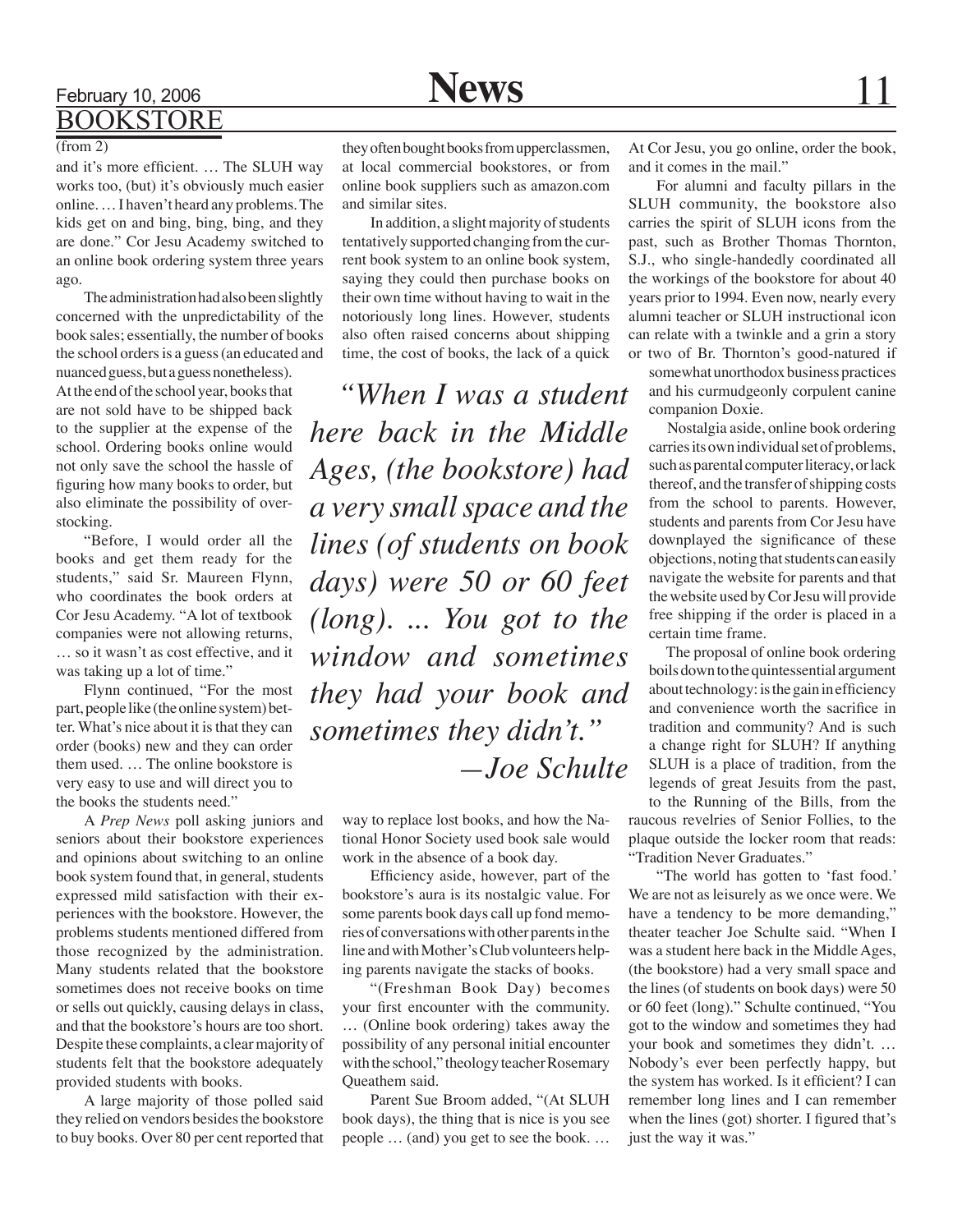## BOOKSTORE

(from 2)

and it's more efficient. … The SLUH way works too, (but) it's obviously much easier online. … I haven't heard any problems. The kids get on and bing, bing, bing, and they are done." Cor Jesu Academy switched to an online book ordering system three years ago.

The administration had also been slightly concerned with the unpredictability of the book sales; essentially, the number of books the school orders is a guess (an educated and nuanced guess, but a guess nonetheless). At the end of the school year, books that are not sold have to be shipped back to the supplier at the expense of the school. Ordering books online would not only save the school the hassle of figuring how many books to order, but also eliminate the possibility of overstocking.

"Before, I would order all the books and get them ready for the students," said Sr. Maureen Flynn, who coordinates the book orders at Cor Jesu Academy. "A lot of textbook companies were not allowing returns, … so it wasn't as cost effective, and it was taking up a lot of time."

Flynn continued, "For the most part, people like (the online system) better. What's nice about it is that they can order (books) new and they can order them used. … The online bookstore is very easy to use and will direct you to the books the students need."

A *Prep News* poll asking juniors and seniors about their bookstore experiences and opinions about switching to an online book system found that, in general, students expressed mild satisfaction with their experiences with the bookstore. However, the problems students mentioned differed from those recognized by the administration. Many students related that the bookstore sometimes does not receive books on time or sells out quickly, causing delays in class, and that the bookstore's hours are too short. Despite these complaints, a clear majority of students felt that the bookstore adequately provided students with books.

A large majority of those polled said they relied on vendors besides the bookstore to buy books. Over 80 per cent reported that they often bought books from upperclassmen, at local commercial bookstores, or from online book suppliers such as amazon.com and similar sites.

In addition, a slight majority of students tentatively supported changing from the current book system to an online book system, saying they could then purchase books on their own time without having to wait in the notoriously long lines. However, students also often raised concerns about shipping time, the cost of books, the lack of a quick way to replace lost books, and how the National Honor Society used book sale would work in the absence of a book day.

> *"When I was a student here back in the Middle Ages, (the bookstore) had a very small space and the lines (of students on book days) were 50 or 60 feet (long). ... You got to the window and sometimes they had your book and sometimes they didn't."*
>
> *—Joe Schulte*

Efficiency aside, however, part of the bookstore's aura is its nostalgic value. For some parents book days call up fond memories of conversations with other parents in the line and with Mother's Club volunteers helping parents navigate the stacks of books.

"(Freshman Book Day) becomes your first encounter with the community. … (Online book ordering) takes away the possibility of any personal initial encounter with the school," theology teacher Rosemary Queathem said.

Parent Sue Broom added, "(At SLUH book days), the thing that is nice is you see people … (and) you get to see the book. … At Cor Jesu, you go online, order the book, and it comes in the mail."

For alumni and faculty pillars in the SLUH community, the bookstore also carries the spirit of SLUH icons from the past, such as Brother Thomas Thornton, S.J., who single-handedly coordinated all the workings of the bookstore for about 40 years prior to 1994. Even now, nearly every alumni teacher or SLUH instructional icon can relate with a twinkle and a grin a story or two of Br. Thornton's good-natured if somewhat unorthodox business practices and his curmudgeonly corpulent canine companion Doxie.

Nostalgia aside, online book ordering carries its own individual set of problems, such as parental computer literacy, or lack thereof, and the transfer of shipping costs from the school to parents. However, students and parents from Cor Jesu have downplayed the significance of these objections, noting that students can easily navigate the website for parents and that the website used by Cor Jesu will provide free shipping if the order is placed in a certain time frame.

The proposal of online book ordering boils down to the quintessential argument about technology: is the gain in efficiency and convenience worth the sacrifice in tradition and community? And is such a change right for SLUH? If anything SLUH is a place of tradition, from the legends of great Jesuits from the past, to the Running of the Bills, from the raucous revelries of Senior Follies, to the plaque outside the locker room that reads: "Tradition Never Graduates."

"The world has gotten to 'fast food.' We are not as leisurely as we once were. We have a tendency to be more demanding," theater teacher Joe Schulte said. "When I was a student here back in the Middle Ages, (the bookstore) had a very small space and the lines (of students on book days) were 50 or 60 feet (long)." Schulte continued, "You got to the window and sometimes they had your book and sometimes they didn't. … Nobody's ever been perfectly happy, but the system has worked. Is it efficient? I can remember long lines and I can remember when the lines (got) shorter. I figured that's just the way it was."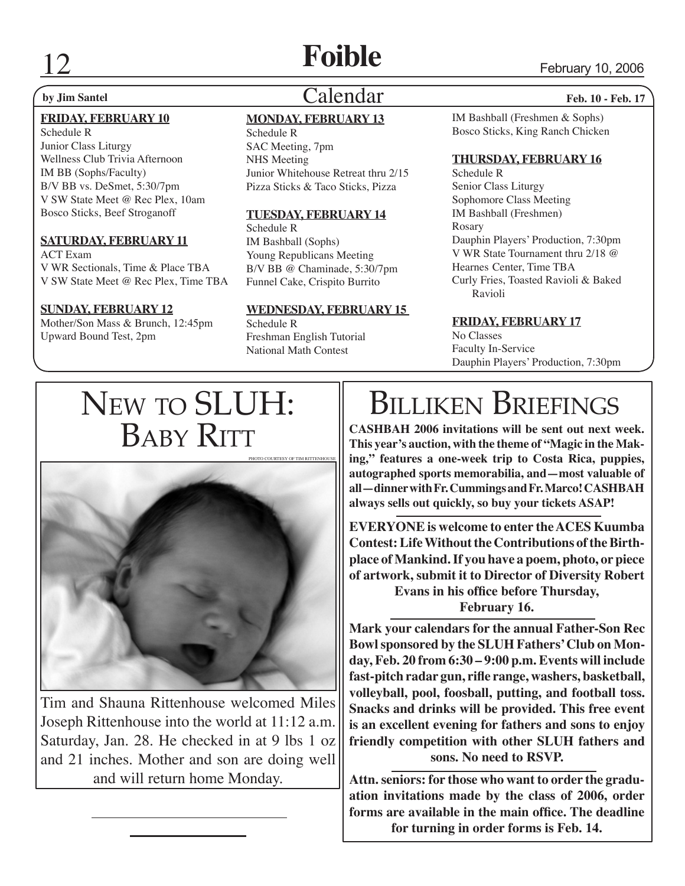# Foible

## Calendar

**by Jim Santel** | **Feb. 10 - Feb. 17**

**FRIDAY, FEBRUARY 10**
Schedule R
Junior Class Liturgy
Wellness Club Trivia Afternoon
IM BB (Sophs/Faculty)
B/V BB vs. DeSmet, 5:30/7pm
V SW State Meet @ Rec Plex, 10am
Bosco Sticks, Beef Stroganoff

**SATURDAY, FEBRUARY 11**
ACT Exam
V WR Sectionals, Time & Place TBA
V SW State Meet @ Rec Plex, Time TBA

**SUNDAY, FEBRUARY 12**
Mother/Son Mass & Brunch, 12:45pm
Upward Bound Test, 2pm

**MONDAY, FEBRUARY 13**
Schedule R
SAC Meeting, 7pm
NHS Meeting
Junior Whitehouse Retreat thru 2/15
Pizza Sticks & Taco Sticks, Pizza

**TUESDAY, FEBRUARY 14**
Schedule R
IM Bashball (Sophs)
Young Republicans Meeting
B/V BB @ Chaminade, 5:30/7pm
Funnel Cake, Crispito Burrito

**WEDNESDAY, FEBRUARY 15**
Schedule R
Freshman English Tutorial
National Math Contest
IM Bashball (Freshmen & Sophs)
Bosco Sticks, King Ranch Chicken

**THURSDAY, FEBRUARY 16**
Schedule R
Senior Class Liturgy
Sophomore Class Meeting
IM Bashball (Freshmen)
Rosary
Dauphin Players' Production, 7:30pm
V WR State Tournament thru 2/18 @ Hearnes Center, Time TBA
Curly Fries, Toasted Ravioli & Baked Ravioli

**FRIDAY, FEBRUARY 17**
No Classes
Faculty In-Service
Dauphin Players' Production, 7:30pm

## New to SLUH: Baby Ritt

PHOTO COURTESY OF TIM RITTENHOUSE

Tim and Shauna Rittenhouse welcomed Miles Joseph Rittenhouse into the world at 11:12 a.m. Saturday, Jan. 28. He checked in at 9 lbs 1 oz and 21 inches. Mother and son are doing well and will return home Monday.

## Billiken Briefings

**CASHBAH 2006 invitations will be sent out next week. This year's auction, with the theme of "Magic in the Making," features a one-week trip to Costa Rica, puppies, autographed sports memorabilia, and—most valuable of all—dinner with Fr. Cummings and Fr. Marco! CASHBAH always sells out quickly, so buy your tickets ASAP!**

**EVERYONE is welcome to enter the ACES Kuumba Contest: Life Without the Contributions of the Birthplace of Mankind. If you have a poem, photo, or piece of artwork, submit it to Director of Diversity Robert Evans in his office before Thursday, February 16.**

**Mark your calendars for the annual Father-Son Rec Bowl sponsored by the SLUH Fathers' Club on Monday, Feb. 20 from 6:30 – 9:00 p.m. Events will include fast-pitch radar gun, rifle range, washers, basketball, volleyball, pool, foosball, putting, and football toss. Snacks and drinks will be provided. This free event is an excellent evening for fathers and sons to enjoy friendly competition with other SLUH fathers and sons. No need to RSVP.**

**Attn. seniors: for those who want to order the graduation invitations made by the class of 2006, order forms are available in the main office. The deadline for turning in order forms is Feb. 14.**